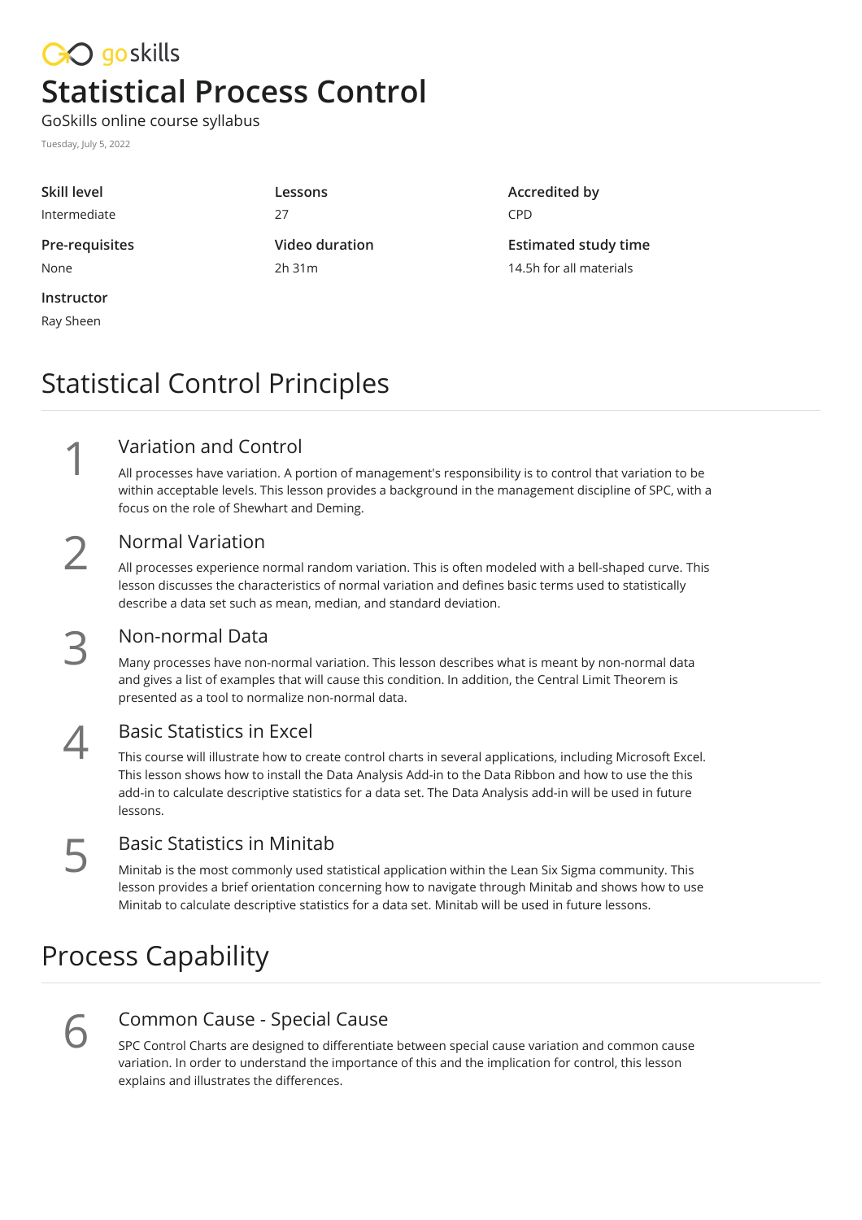goskills

# Statistical Process Control

GoSkills online course syllabus

Tuesday, July 5, 2022

| Skill level | Lessons | Accredited by |
| --- | --- | --- |
| Intermediate | 27 | CPD |
| **Pre-requisites** | **Video duration** | **Estimated study time** |
| None | 2h 31m | 14.5h for all materials |
| **Instructor** | | |
| Ray Sheen | | |

## Statistical Control Principles

### 1 Variation and Control

All processes have variation. A portion of management's responsibility is to control that variation to be within acceptable levels. This lesson provides a background in the management discipline of SPC, with a focus on the role of Shewhart and Deming.

### 2 Normal Variation

All processes experience normal random variation. This is often modeled with a bell-shaped curve. This lesson discusses the characteristics of normal variation and defines basic terms used to statistically describe a data set such as mean, median, and standard deviation.

### 3 Non-normal Data

Many processes have non-normal variation. This lesson describes what is meant by non-normal data and gives a list of examples that will cause this condition. In addition, the Central Limit Theorem is presented as a tool to normalize non-normal data.

### 4 Basic Statistics in Excel

This course will illustrate how to create control charts in several applications, including Microsoft Excel. This lesson shows how to install the Data Analysis Add-in to the Data Ribbon and how to use the this add-in to calculate descriptive statistics for a data set. The Data Analysis add-in will be used in future lessons.

### 5 Basic Statistics in Minitab

Minitab is the most commonly used statistical application within the Lean Six Sigma community. This lesson provides a brief orientation concerning how to navigate through Minitab and shows how to use Minitab to calculate descriptive statistics for a data set. Minitab will be used in future lessons.

## Process Capability

### 6 Common Cause - Special Cause

SPC Control Charts are designed to differentiate between special cause variation and common cause variation. In order to understand the importance of this and the implication for control, this lesson explains and illustrates the differences.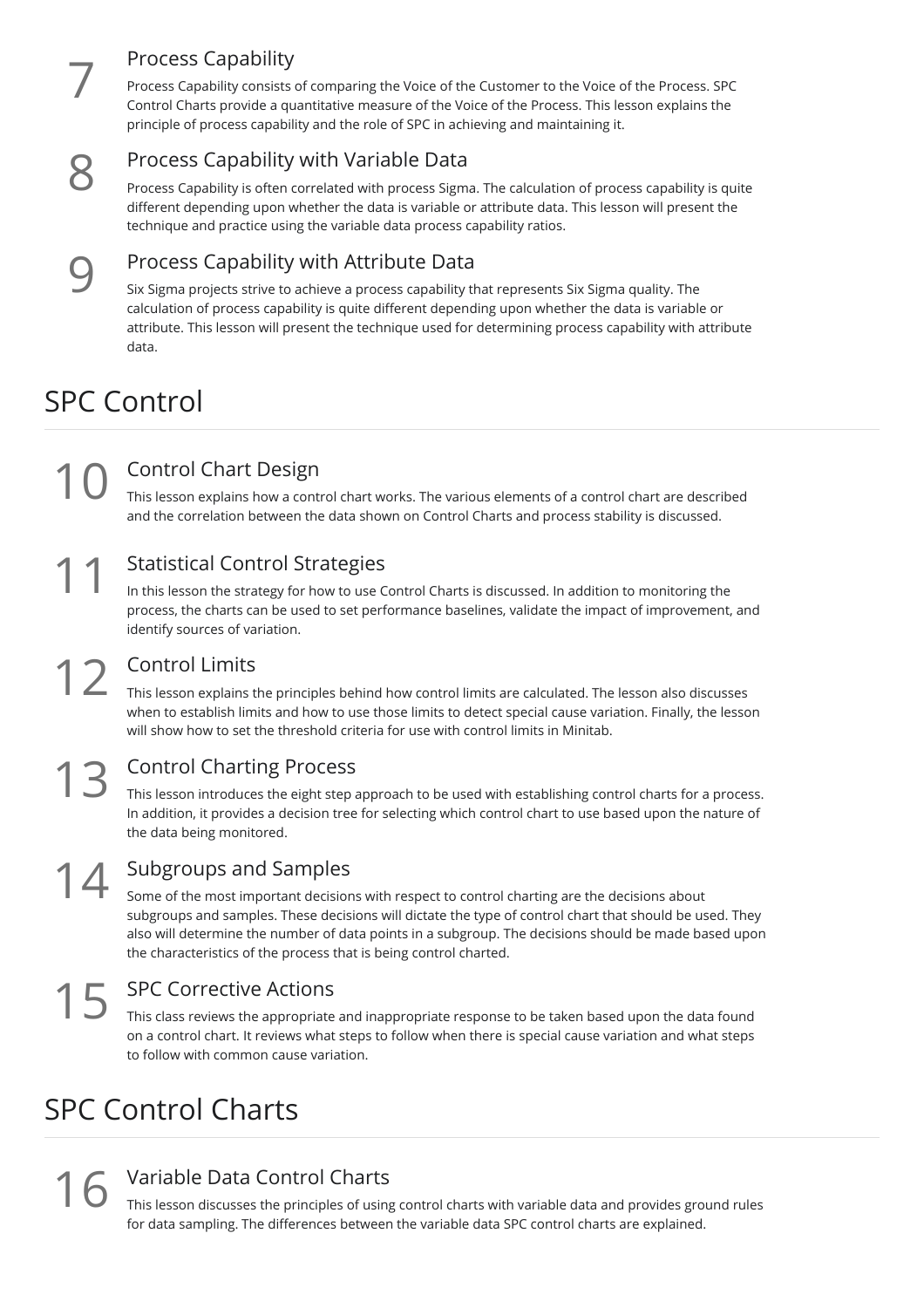### 7 Process Capability

Process Capability consists of comparing the Voice of the Customer to the Voice of the Process. SPC Control Charts provide a quantitative measure of the Voice of the Process. This lesson explains the principle of process capability and the role of SPC in achieving and maintaining it.

### 8 Process Capability with Variable Data

Process Capability is often correlated with process Sigma. The calculation of process capability is quite different depending upon whether the data is variable or attribute data. This lesson will present the technique and practice using the variable data process capability ratios.

### 9 Process Capability with Attribute Data

Six Sigma projects strive to achieve a process capability that represents Six Sigma quality. The calculation of process capability is quite different depending upon whether the data is variable or attribute. This lesson will present the technique used for determining process capability with attribute data.

## SPC Control

### 10 Control Chart Design

This lesson explains how a control chart works. The various elements of a control chart are described and the correlation between the data shown on Control Charts and process stability is discussed.

### 11 Statistical Control Strategies

In this lesson the strategy for how to use Control Charts is discussed. In addition to monitoring the process, the charts can be used to set performance baselines, validate the impact of improvement, and identify sources of variation.

### 12 Control Limits

This lesson explains the principles behind how control limits are calculated. The lesson also discusses when to establish limits and how to use those limits to detect special cause variation. Finally, the lesson will show how to set the threshold criteria for use with control limits in Minitab.

### 13 Control Charting Process

This lesson introduces the eight step approach to be used with establishing control charts for a process. In addition, it provides a decision tree for selecting which control chart to use based upon the nature of the data being monitored.

### 14 Subgroups and Samples

Some of the most important decisions with respect to control charting are the decisions about subgroups and samples. These decisions will dictate the type of control chart that should be used. They also will determine the number of data points in a subgroup. The decisions should be made based upon the characteristics of the process that is being control charted.

### 15 SPC Corrective Actions

This class reviews the appropriate and inappropriate response to be taken based upon the data found on a control chart. It reviews what steps to follow when there is special cause variation and what steps to follow with common cause variation.

## SPC Control Charts

### 16 Variable Data Control Charts

This lesson discusses the principles of using control charts with variable data and provides ground rules for data sampling. The differences between the variable data SPC control charts are explained.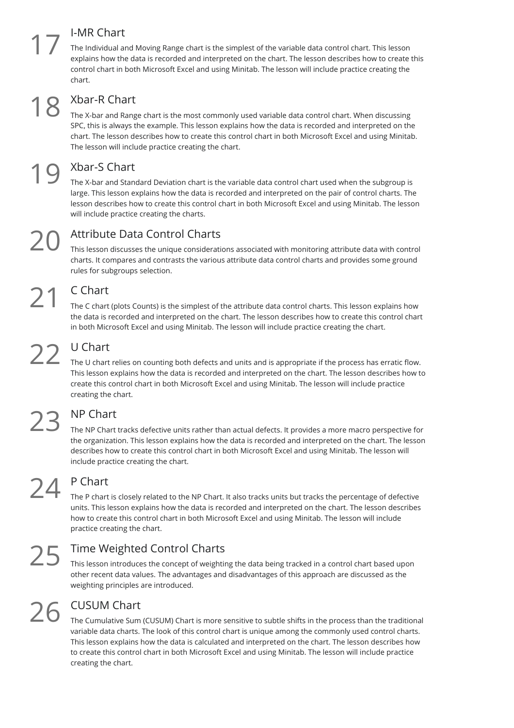## 17 I-MR Chart

The Individual and Moving Range chart is the simplest of the variable data control chart. This lesson explains how the data is recorded and interpreted on the chart. The lesson describes how to create this control chart in both Microsoft Excel and using Minitab. The lesson will include practice creating the chart.

## 18 Xbar-R Chart

The X-bar and Range chart is the most commonly used variable data control chart. When discussing SPC, this is always the example. This lesson explains how the data is recorded and interpreted on the chart. The lesson describes how to create this control chart in both Microsoft Excel and using Minitab. The lesson will include practice creating the chart.

## 19 Xbar-S Chart

The X-bar and Standard Deviation chart is the variable data control chart used when the subgroup is large. This lesson explains how the data is recorded and interpreted on the pair of control charts. The lesson describes how to create this control chart in both Microsoft Excel and using Minitab. The lesson will include practice creating the charts.

## 20 Attribute Data Control Charts

This lesson discusses the unique considerations associated with monitoring attribute data with control charts. It compares and contrasts the various attribute data control charts and provides some ground rules for subgroups selection.

## 21 C Chart

The C chart (plots Counts) is the simplest of the attribute data control charts. This lesson explains how the data is recorded and interpreted on the chart. The lesson describes how to create this control chart in both Microsoft Excel and using Minitab. The lesson will include practice creating the chart.

## 22 U Chart

The U chart relies on counting both defects and units and is appropriate if the process has erratic flow. This lesson explains how the data is recorded and interpreted on the chart. The lesson describes how to create this control chart in both Microsoft Excel and using Minitab. The lesson will include practice creating the chart.

## 23 NP Chart

The NP Chart tracks defective units rather than actual defects. It provides a more macro perspective for the organization. This lesson explains how the data is recorded and interpreted on the chart. The lesson describes how to create this control chart in both Microsoft Excel and using Minitab. The lesson will include practice creating the chart.

## 24 P Chart

The P chart is closely related to the NP Chart. It also tracks units but tracks the percentage of defective units. This lesson explains how the data is recorded and interpreted on the chart. The lesson describes how to create this control chart in both Microsoft Excel and using Minitab. The lesson will include practice creating the chart.

## 25 Time Weighted Control Charts

This lesson introduces the concept of weighting the data being tracked in a control chart based upon other recent data values. The advantages and disadvantages of this approach are discussed as the weighting principles are introduced.

## 26 CUSUM Chart

The Cumulative Sum (CUSUM) Chart is more sensitive to subtle shifts in the process than the traditional variable data charts. The look of this control chart is unique among the commonly used control charts. This lesson explains how the data is calculated and interpreted on the chart. The lesson describes how to create this control chart in both Microsoft Excel and using Minitab. The lesson will include practice creating the chart.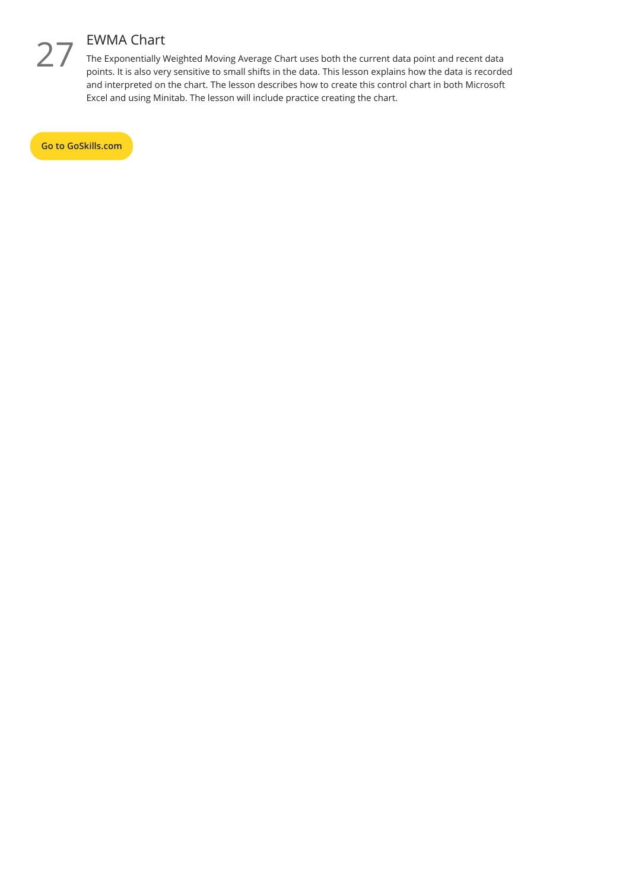## 27 EWMA Chart

The Exponentially Weighted Moving Average Chart uses both the current data point and recent data points. It is also very sensitive to small shifts in the data. This lesson explains how the data is recorded and interpreted on the chart. The lesson describes how to create this control chart in both Microsoft Excel and using Minitab. The lesson will include practice creating the chart.

Go to GoSkills.com